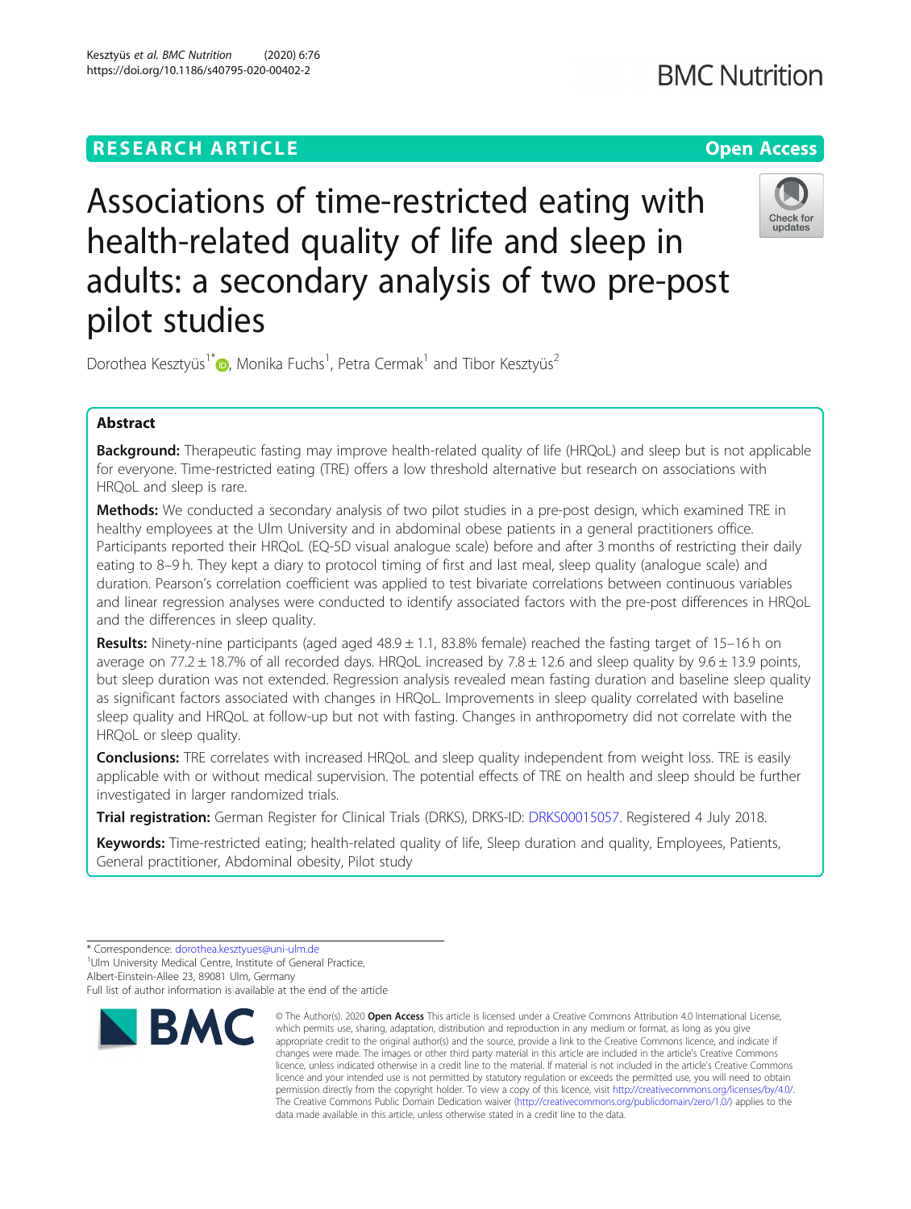RESEARCH ARTICLE

Open Access

# Associations of time-restricted eating with health-related quality of life and sleep in adults: a secondary analysis of two pre-post pilot studies

Dorothea Kesztyüs[1*], Monika Fuchs[1], Petra Cermak[1] and Tibor Kesztyüs[2]

## Abstract

**Background:** Therapeutic fasting may improve health-related quality of life (HRQoL) and sleep but is not applicable for everyone. Time-restricted eating (TRE) offers a low threshold alternative but research on associations with HRQoL and sleep is rare.

**Methods:** We conducted a secondary analysis of two pilot studies in a pre-post design, which examined TRE in healthy employees at the Ulm University and in abdominal obese patients in a general practitioners office. Participants reported their HRQoL (EQ-5D visual analogue scale) before and after 3 months of restricting their daily eating to 8–9 h. They kept a diary to protocol timing of first and last meal, sleep quality (analogue scale) and duration. Pearson's correlation coefficient was applied to test bivariate correlations between continuous variables and linear regression analyses were conducted to identify associated factors with the pre-post differences in HRQoL and the differences in sleep quality.

**Results:** Ninety-nine participants (aged aged 48.9 ± 1.1, 83.8% female) reached the fasting target of 15–16 h on average on 77.2 ± 18.7% of all recorded days. HRQoL increased by 7.8 ± 12.6 and sleep quality by 9.6 ± 13.9 points, but sleep duration was not extended. Regression analysis revealed mean fasting duration and baseline sleep quality as significant factors associated with changes in HRQoL. Improvements in sleep quality correlated with baseline sleep quality and HRQoL at follow-up but not with fasting. Changes in anthropometry did not correlate with the HRQoL or sleep quality.

**Conclusions:** TRE correlates with increased HRQoL and sleep quality independent from weight loss. TRE is easily applicable with or without medical supervision. The potential effects of TRE on health and sleep should be further investigated in larger randomized trials.

**Trial registration:** German Register for Clinical Trials (DRKS), DRKS-ID: DRKS00015057. Registered 4 July 2018.

**Keywords:** Time-restricted eating; health-related quality of life, Sleep duration and quality, Employees, Patients, General practitioner, Abdominal obesity, Pilot study

\* Correspondence: dorothea.kesztyues@uni-ulm.de
[1]Ulm University Medical Centre, Institute of General Practice, Albert-Einstein-Allee 23, 89081 Ulm, Germany
Full list of author information is available at the end of the article

© The Author(s). 2020 **Open Access** This article is licensed under a Creative Commons Attribution 4.0 International License, which permits use, sharing, adaptation, distribution and reproduction in any medium or format, as long as you give appropriate credit to the original author(s) and the source, provide a link to the Creative Commons licence, and indicate if changes were made. The images or other third party material in this article are included in the article's Creative Commons licence, unless indicated otherwise in a credit line to the material. If material is not included in the article's Creative Commons licence and your intended use is not permitted by statutory regulation or exceeds the permitted use, you will need to obtain permission directly from the copyright holder. To view a copy of this licence, visit http://creativecommons.org/licenses/by/4.0/. The Creative Commons Public Domain Dedication waiver (http://creativecommons.org/publicdomain/zero/1.0/) applies to the data made available in this article, unless otherwise stated in a credit line to the data.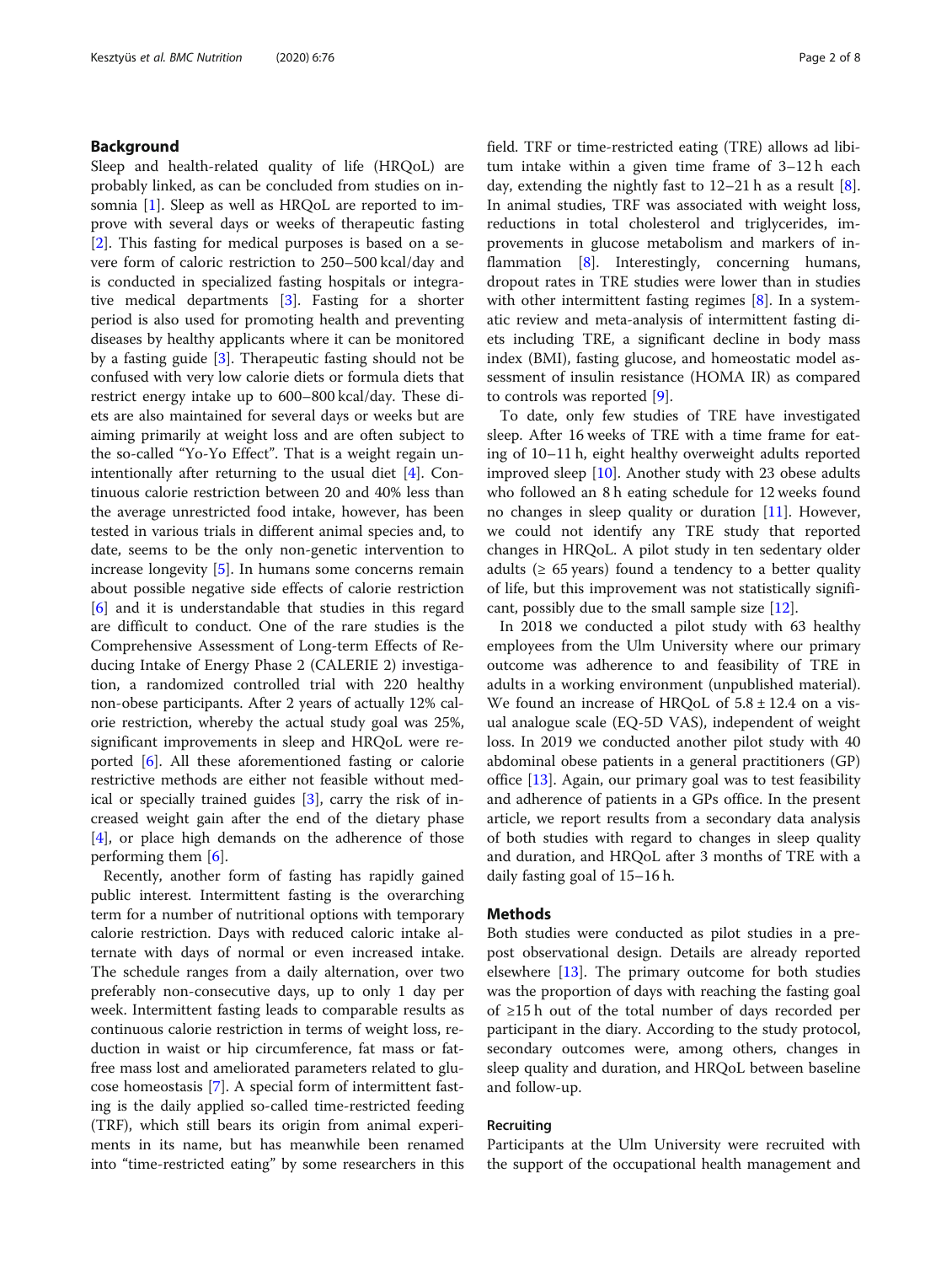## Background

Sleep and health-related quality of life (HRQoL) are probably linked, as can be concluded from studies on insomnia [1]. Sleep as well as HRQoL are reported to improve with several days or weeks of therapeutic fasting [2]. This fasting for medical purposes is based on a severe form of caloric restriction to 250–500 kcal/day and is conducted in specialized fasting hospitals or integrative medical departments [3]. Fasting for a shorter period is also used for promoting health and preventing diseases by healthy applicants where it can be monitored by a fasting guide [3]. Therapeutic fasting should not be confused with very low calorie diets or formula diets that restrict energy intake up to 600–800 kcal/day. These diets are also maintained for several days or weeks but are aiming primarily at weight loss and are often subject to the so-called "Yo-Yo Effect". That is a weight regain unintentionally after returning to the usual diet [4]. Continuous calorie restriction between 20 and 40% less than the average unrestricted food intake, however, has been tested in various trials in different animal species and, to date, seems to be the only non-genetic intervention to increase longevity [5]. In humans some concerns remain about possible negative side effects of calorie restriction [6] and it is understandable that studies in this regard are difficult to conduct. One of the rare studies is the Comprehensive Assessment of Long-term Effects of Reducing Intake of Energy Phase 2 (CALERIE 2) investigation, a randomized controlled trial with 220 healthy non-obese participants. After 2 years of actually 12% calorie restriction, whereby the actual study goal was 25%, significant improvements in sleep and HRQoL were reported [6]. All these aforementioned fasting or calorie restrictive methods are either not feasible without medical or specially trained guides [3], carry the risk of increased weight gain after the end of the dietary phase [4], or place high demands on the adherence of those performing them [6].

Recently, another form of fasting has rapidly gained public interest. Intermittent fasting is the overarching term for a number of nutritional options with temporary calorie restriction. Days with reduced caloric intake alternate with days of normal or even increased intake. The schedule ranges from a daily alternation, over two preferably non-consecutive days, up to only 1 day per week. Intermittent fasting leads to comparable results as continuous calorie restriction in terms of weight loss, reduction in waist or hip circumference, fat mass or fat-free mass lost and ameliorated parameters related to glucose homeostasis [7]. A special form of intermittent fasting is the daily applied so-called time-restricted feeding (TRF), which still bears its origin from animal experiments in its name, but has meanwhile been renamed into "time-restricted eating" by some researchers in this field. TRF or time-restricted eating (TRE) allows ad libitum intake within a given time frame of 3–12 h each day, extending the nightly fast to 12–21 h as a result [8]. In animal studies, TRF was associated with weight loss, reductions in total cholesterol and triglycerides, improvements in glucose metabolism and markers of inflammation [8]. Interestingly, concerning humans, dropout rates in TRE studies were lower than in studies with other intermittent fasting regimes [8]. In a systematic review and meta-analysis of intermittent fasting diets including TRE, a significant decline in body mass index (BMI), fasting glucose, and homeostatic model assessment of insulin resistance (HOMA IR) as compared to controls was reported [9].

To date, only few studies of TRE have investigated sleep. After 16 weeks of TRE with a time frame for eating of 10–11 h, eight healthy overweight adults reported improved sleep [10]. Another study with 23 obese adults who followed an 8 h eating schedule for 12 weeks found no changes in sleep quality or duration [11]. However, we could not identify any TRE study that reported changes in HRQoL. A pilot study in ten sedentary older adults (≥ 65 years) found a tendency to a better quality of life, but this improvement was not statistically significant, possibly due to the small sample size [12].

In 2018 we conducted a pilot study with 63 healthy employees from the Ulm University where our primary outcome was adherence to and feasibility of TRE in adults in a working environment (unpublished material). We found an increase of HRQoL of 5.8 ± 12.4 on a visual analogue scale (EQ-5D VAS), independent of weight loss. In 2019 we conducted another pilot study with 40 abdominal obese patients in a general practitioners (GP) office [13]. Again, our primary goal was to test feasibility and adherence of patients in a GPs office. In the present article, we report results from a secondary data analysis of both studies with regard to changes in sleep quality and duration, and HRQoL after 3 months of TRE with a daily fasting goal of 15–16 h.

## Methods

Both studies were conducted as pilot studies in a pre-post observational design. Details are already reported elsewhere [13]. The primary outcome for both studies was the proportion of days with reaching the fasting goal of ≥15 h out of the total number of days recorded per participant in the diary. According to the study protocol, secondary outcomes were, among others, changes in sleep quality and duration, and HRQoL between baseline and follow-up.

### Recruiting

Participants at the Ulm University were recruited with the support of the occupational health management and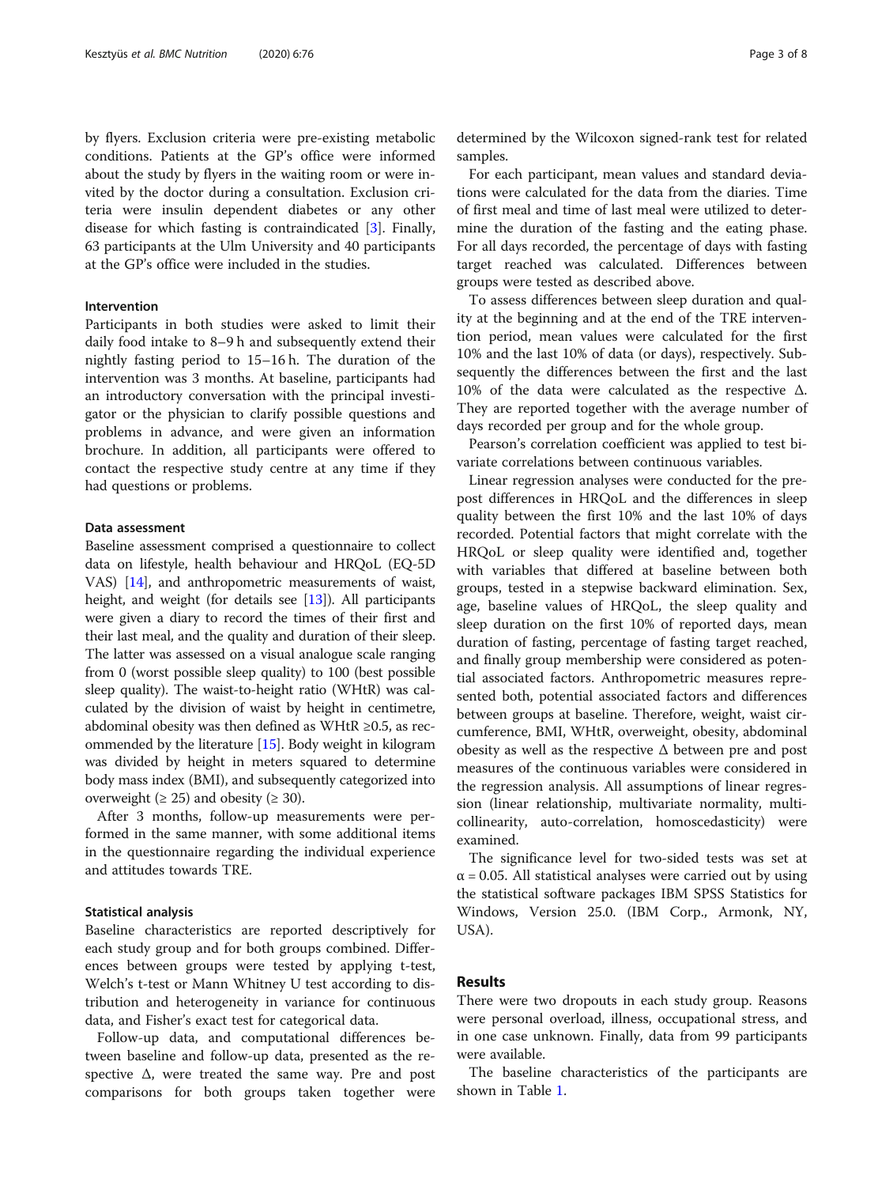by flyers. Exclusion criteria were pre-existing metabolic conditions. Patients at the GP's office were informed about the study by flyers in the waiting room or were invited by the doctor during a consultation. Exclusion criteria were insulin dependent diabetes or any other disease for which fasting is contraindicated [3]. Finally, 63 participants at the Ulm University and 40 participants at the GP's office were included in the studies.

### Intervention

Participants in both studies were asked to limit their daily food intake to 8–9 h and subsequently extend their nightly fasting period to 15–16 h. The duration of the intervention was 3 months. At baseline, participants had an introductory conversation with the principal investigator or the physician to clarify possible questions and problems in advance, and were given an information brochure. In addition, all participants were offered to contact the respective study centre at any time if they had questions or problems.

### Data assessment

Baseline assessment comprised a questionnaire to collect data on lifestyle, health behaviour and HRQoL (EQ-5D VAS) [14], and anthropometric measurements of waist, height, and weight (for details see [13]). All participants were given a diary to record the times of their first and their last meal, and the quality and duration of their sleep. The latter was assessed on a visual analogue scale ranging from 0 (worst possible sleep quality) to 100 (best possible sleep quality). The waist-to-height ratio (WHtR) was calculated by the division of waist by height in centimetre, abdominal obesity was then defined as WHtR ≥0.5, as recommended by the literature [15]. Body weight in kilogram was divided by height in meters squared to determine body mass index (BMI), and subsequently categorized into overweight (≥ 25) and obesity (≥ 30).

After 3 months, follow-up measurements were performed in the same manner, with some additional items in the questionnaire regarding the individual experience and attitudes towards TRE.

### Statistical analysis

Baseline characteristics are reported descriptively for each study group and for both groups combined. Differences between groups were tested by applying t-test, Welch's t-test or Mann Whitney U test according to distribution and heterogeneity in variance for continuous data, and Fisher's exact test for categorical data.

Follow-up data, and computational differences between baseline and follow-up data, presented as the respective Δ, were treated the same way. Pre and post comparisons for both groups taken together were determined by the Wilcoxon signed-rank test for related samples.

For each participant, mean values and standard deviations were calculated for the data from the diaries. Time of first meal and time of last meal were utilized to determine the duration of the fasting and the eating phase. For all days recorded, the percentage of days with fasting target reached was calculated. Differences between groups were tested as described above.

To assess differences between sleep duration and quality at the beginning and at the end of the TRE intervention period, mean values were calculated for the first 10% and the last 10% of data (or days), respectively. Subsequently the differences between the first and the last 10% of the data were calculated as the respective Δ. They are reported together with the average number of days recorded per group and for the whole group.

Pearson's correlation coefficient was applied to test bivariate correlations between continuous variables.

Linear regression analyses were conducted for the pre-post differences in HRQoL and the differences in sleep quality between the first 10% and the last 10% of days recorded. Potential factors that might correlate with the HRQoL or sleep quality were identified and, together with variables that differed at baseline between both groups, tested in a stepwise backward elimination. Sex, age, baseline values of HRQoL, the sleep quality and sleep duration on the first 10% of reported days, mean duration of fasting, percentage of fasting target reached, and finally group membership were considered as potential associated factors. Anthropometric measures represented both, potential associated factors and differences between groups at baseline. Therefore, weight, waist circumference, BMI, WHtR, overweight, obesity, abdominal obesity as well as the respective Δ between pre and post measures of the continuous variables were considered in the regression analysis. All assumptions of linear regression (linear relationship, multivariate normality, multicollinearity, auto-correlation, homoscedasticity) were examined.

The significance level for two-sided tests was set at $\alpha = 0.05$. All statistical analyses were carried out by using the statistical software packages IBM SPSS Statistics for Windows, Version 25.0. (IBM Corp., Armonk, NY, USA).

## Results

There were two dropouts in each study group. Reasons were personal overload, illness, occupational stress, and in one case unknown. Finally, data from 99 participants were available.

The baseline characteristics of the participants are shown in Table 1.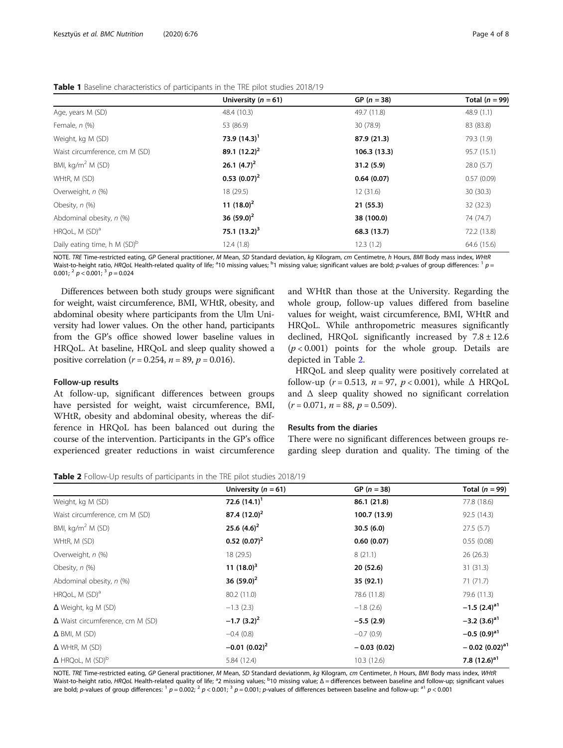**Table 1** Baseline characteristics of participants in the TRE pilot studies 2018/19

| | University ($n = 61$) | GP ($n = 38$) | Total ($n = 99$) |
|---|---|---|---|
| Age, years M (SD) | 48.4 (10.3) | 49.7 (11.8) | 48.9 (1.1) |
| Female, *n* (%) | 53 (86.9) | 30 (78.9) | 83 (83.8) |
| Weight, kg M (SD) | **73.9 (14.3)[1]** | **87.9 (21.3)** | 79.3 (1.9) |
| Waist circumference, cm M (SD) | **89.1 (12.2)[2]** | **106.3 (13.3)** | 95.7 (15.1) |
| BMI, kg/m$^2$ M (SD) | **26.1 (4.7)[2]** | **31.2 (5.9)** | 28.0 (5.7) |
| WHtR, M (SD) | **0.53 (0.07)[2]** | **0.64 (0.07)** | 0.57 (0.09) |
| Overweight, *n* (%) | 18 (29.5) | 12 (31.6) | 30 (30.3) |
| Obesity, *n* (%) | **11 (18.0)[2]** | **21 (55.3)** | 32 (32.3) |
| Abdominal obesity, *n* (%) | **36 (59.0)[2]** | **38 (100.0)** | 74 (74.7) |
| HRQoL, M (SD)[a] | **75.1 (13.2)[3]** | **68.3 (13.7)** | 72.2 (13.8) |
| Daily eating time, h M (SD)[b] | 12.4 (1.8) | 12.3 (1.2) | 64.6 (15.6) |

NOTE. *TRE* Time-restricted eating, *GP* General practitioner, *M* Mean, *SD* Standard deviation, *kg* Kilogram, *cm* Centimetre, *h* Hours, *BMI* Body mass index, *WHtR* Waist-to-height ratio, *HRQoL* Health-related quality of life; [a]10 missing values; [b]1 missing value; significant values are bold; *p*-values of group differences: [1] $p = 0.001$; [2] $p < 0.001$; [3] $p = 0.024$

Differences between both study groups were significant for weight, waist circumference, BMI, WHtR, obesity, and abdominal obesity where participants from the Ulm University had lower values. On the other hand, participants from the GP's office showed lower baseline values in HRQoL. At baseline, HRQoL and sleep quality showed a positive correlation ($r = 0.254$, $n = 89$, $p = 0.016$).

### Follow-up results

At follow-up, significant differences between groups have persisted for weight, waist circumference, BMI, WHtR, obesity and abdominal obesity, whereas the difference in HRQoL has been balanced out during the course of the intervention. Participants in the GP's office experienced greater reductions in waist circumference and WHtR than those at the University. Regarding the whole group, follow-up values differed from baseline values for weight, waist circumference, BMI, WHtR and HRQoL. While anthropometric measures significantly declined, HRQoL significantly increased by $7.8 \pm 12.6$ ($p < 0.001$) points for the whole group. Details are depicted in Table 2.

HRQoL and sleep quality were positively correlated at follow-up ($r = 0.513$, $n = 97$, $p < 0.001$), while Δ HRQoL and Δ sleep quality showed no significant correlation ($r = 0.071$, $n = 88$, $p = 0.509$).

### Results from the diaries

There were no significant differences between groups regarding sleep duration and quality. The timing of the

**Table 2** Follow-Up results of participants in the TRE pilot studies 2018/19

| | University ($n = 61$) | GP ($n = 38$) | Total ($n = 99$) |
|---|---|---|---|
| Weight, kg M (SD) | **72.6 (14.1)[1]** | **86.1 (21.8)** | 77.8 (18.6) |
| Waist circumference, cm M (SD) | **87.4 (12.0)[2]** | **100.7 (13.9)** | 92.5 (14.3) |
| BMI, kg/m$^2$ M (SD) | **25.6 (4.6)[2]** | **30.5 (6.0)** | 27.5 (5.7) |
| WHtR, M (SD) | **0.52 (0.07)[2]** | **0.60 (0.07)** | 0.55 (0.08) |
| Overweight, *n* (%) | 18 (29.5) | 8 (21.1) | 26 (26.3) |
| Obesity, *n* (%) | **11 (18.0)[3]** | **20 (52.6)** | 31 (31.3) |
| Abdominal obesity, *n* (%) | **36 (59.0)[2]** | **35 (92.1)** | 71 (71.7) |
| HRQoL, M (SD)[a] | 80.2 (11.0) | 78.6 (11.8) | 79.6 (11.3) |
| Δ Weight, kg M (SD) | −1.3 (2.3) | −1.8 (2.6) | **−1.5 (2.4)[a1]** |
| Δ Waist circumference, cm M (SD) | **−1.7 (3.2)[2]** | **−5.5 (2.9)** | **−3.2 (3.6)[a1]** |
| Δ BMI, M (SD) | −0.4 (0.8) | −0.7 (0.9) | **−0.5 (0.9)[a1]** |
| Δ WHtR, M (SD) | **−0.01 (0.02)[2]** | **− 0.03 (0.02)** | **− 0.02 (0.02)[a1]** |
| Δ HRQoL, M (SD)[b] | 5.84 (12.4) | 10.3 (12.6) | **7.8 (12.6)[a1]** |

NOTE. *TRE* Time-restricted eating, *GP* General practitioner, *M* Mean, *SD* Standard deviationm, *kg* Kilogram, *cm* Centimeter, *h* Hours, *BMI* Body mass index, *WHtR* Waist-to-height ratio, *HRQoL* Health-related quality of life; [a]2 missing values; [b]10 missing value; Δ = differences between baseline and follow-up; significant values are bold; *p*-values of group differences: [1] $p = 0.002$; [2] $p < 0.001$; [3] $p = 0.001$; *p*-values of differences between baseline and follow-up: [a1] $p < 0.001$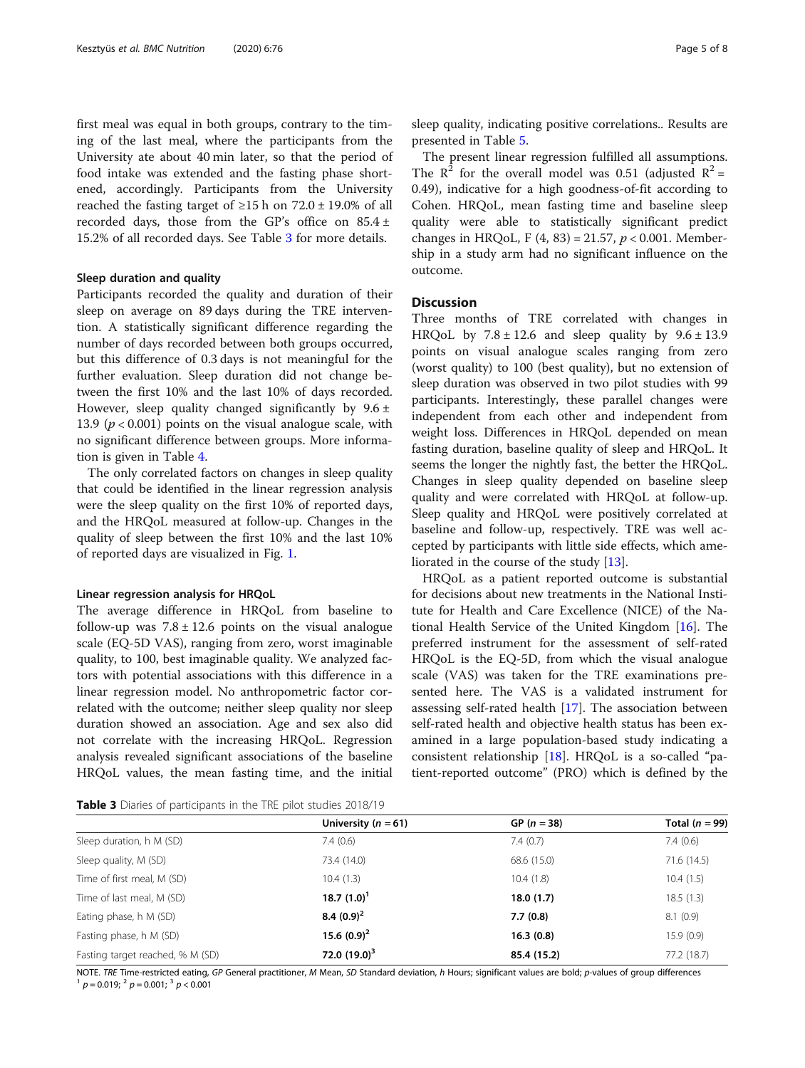first meal was equal in both groups, contrary to the timing of the last meal, where the participants from the University ate about 40 min later, so that the period of food intake was extended and the fasting phase shortened, accordingly. Participants from the University reached the fasting target of ≥15 h on 72.0 ± 19.0% of all recorded days, those from the GP's office on 85.4 ± 15.2% of all recorded days. See Table 3 for more details.

### Sleep duration and quality

Participants recorded the quality and duration of their sleep on average on 89 days during the TRE intervention. A statistically significant difference regarding the number of days recorded between both groups occurred, but this difference of 0.3 days is not meaningful for the further evaluation. Sleep duration did not change between the first 10% and the last 10% of days recorded. However, sleep quality changed significantly by 9.6 ± 13.9 ($p < 0.001$) points on the visual analogue scale, with no significant difference between groups. More information is given in Table 4.

The only correlated factors on changes in sleep quality that could be identified in the linear regression analysis were the sleep quality on the first 10% of reported days, and the HRQoL measured at follow-up. Changes in the quality of sleep between the first 10% and the last 10% of reported days are visualized in Fig. 1.

### Linear regression analysis for HRQoL

The average difference in HRQoL from baseline to follow-up was 7.8 ± 12.6 points on the visual analogue scale (EQ-5D VAS), ranging from zero, worst imaginable quality, to 100, best imaginable quality. We analyzed factors with potential associations with this difference in a linear regression model. No anthropometric factor correlated with the outcome; neither sleep quality nor sleep duration showed an association. Age and sex also did not correlate with the increasing HRQoL. Regression analysis revealed significant associations of the baseline HRQoL values, the mean fasting time, and the initial sleep quality, indicating positive correlations.. Results are presented in Table 5.

The present linear regression fulfilled all assumptions. The $R^2$ for the overall model was 0.51 (adjusted $R^2$ = 0.49), indicative for a high goodness-of-fit according to Cohen. HRQoL, mean fasting time and baseline sleep quality were able to statistically significant predict changes in HRQoL, $F(4, 83) = 21.57$, $p < 0.001$. Membership in a study arm had no significant influence on the outcome.

## Discussion

Three months of TRE correlated with changes in HRQoL by 7.8 ± 12.6 and sleep quality by 9.6 ± 13.9 points on visual analogue scales ranging from zero (worst quality) to 100 (best quality), but no extension of sleep duration was observed in two pilot studies with 99 participants. Interestingly, these parallel changes were independent from each other and independent from weight loss. Differences in HRQoL depended on mean fasting duration, baseline quality of sleep and HRQoL. It seems the longer the nightly fast, the better the HRQoL. Changes in sleep quality depended on baseline sleep quality and were correlated with HRQoL at follow-up. Sleep quality and HRQoL were positively correlated at baseline and follow-up, respectively. TRE was well accepted by participants with little side effects, which ameliorated in the course of the study [13].

HRQoL as a patient reported outcome is substantial for decisions about new treatments in the National Institute for Health and Care Excellence (NICE) of the National Health Service of the United Kingdom [16]. The preferred instrument for the assessment of self-rated HRQoL is the EQ-5D, from which the visual analogue scale (VAS) was taken for the TRE examinations presented here. The VAS is a validated instrument for assessing self-rated health [17]. The association between self-rated health and objective health status has been examined in a large population-based study indicating a consistent relationship [18]. HRQoL is a so-called "patient-reported outcome" (PRO) which is defined by the

**Table 3** Diaries of participants in the TRE pilot studies 2018/19

| | University (n = 61) | GP (n = 38) | Total (n = 99) |
|---|---|---|---|
| Sleep duration, h M (SD) | 7.4 (0.6) | 7.4 (0.7) | 7.4 (0.6) |
| Sleep quality, M (SD) | 73.4 (14.0) | 68.6 (15.0) | 71.6 (14.5) |
| Time of first meal, M (SD) | 10.4 (1.3) | 10.4 (1.8) | 10.4 (1.5) |
| Time of last meal, M (SD) | **18.7 (1.0)**[1] | **18.0 (1.7)** | 18.5 (1.3) |
| Eating phase, h M (SD) | **8.4 (0.9)**[2] | **7.7 (0.8)** | 8.1 (0.9) |
| Fasting phase, h M (SD) | **15.6 (0.9)**[2] | **16.3 (0.8)** | 15.9 (0.9) |
| Fasting target reached, % M (SD) | **72.0 (19.0)**[3] | **85.4 (15.2)** | 77.2 (18.7) |

NOTE. *TRE* Time-restricted eating, *GP* General practitioner, *M* Mean, *SD* Standard deviation, *h* Hours; significant values are bold; *p*-values of group differences
[1] $p = 0.019$; [2] $p = 0.001$; [3] $p < 0.001$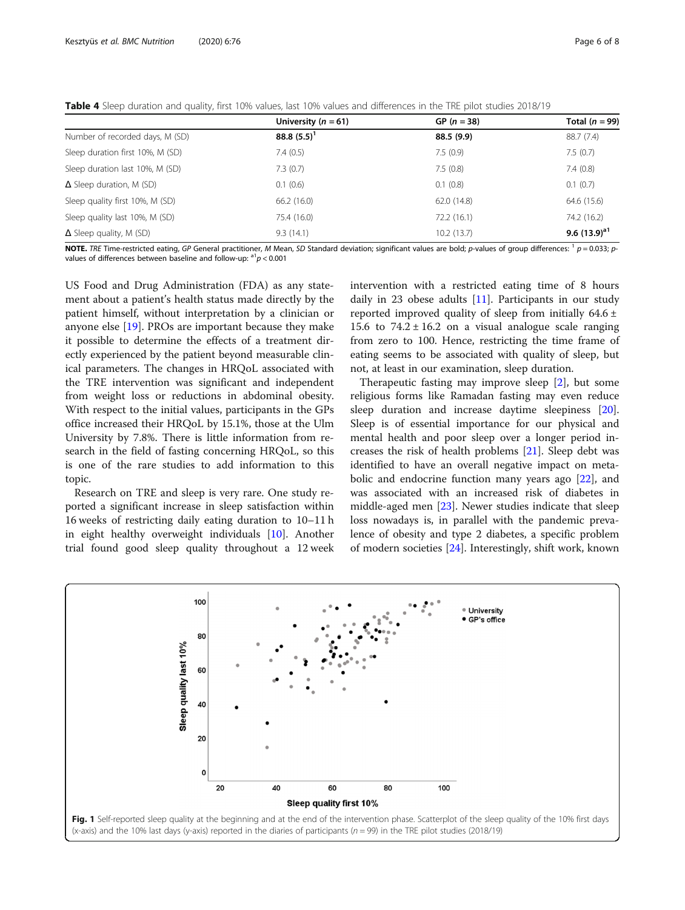**Table 4** Sleep duration and quality, first 10% values, last 10% values and differences in the TRE pilot studies 2018/19

| | University ($n$ = 61) | GP ($n$ = 38) | Total ($n$ = 99) |
|---|---|---|---|
| Number of recorded days, M (SD) | **88.8 (5.5)**[1] | **88.5 (9.9)** | 88.7 (7.4) |
| Sleep duration first 10%, M (SD) | 7.4 (0.5) | 7.5 (0.9) | 7.5 (0.7) |
| Sleep duration last 10%, M (SD) | 7.3 (0.7) | 7.5 (0.8) | 7.4 (0.8) |
| Δ Sleep duration, M (SD) | 0.1 (0.6) | 0.1 (0.8) | 0.1 (0.7) |
| Sleep quality first 10%, M (SD) | 66.2 (16.0) | 62.0 (14.8) | 64.6 (15.6) |
| Sleep quality last 10%, M (SD) | 75.4 (16.0) | 72.2 (16.1) | 74.2 (16.2) |
| Δ Sleep quality, M (SD) | 9.3 (14.1) | 10.2 (13.7) | **9.6 (13.9)**[a1] |

**NOTE.** *TRE* Time-restricted eating, *GP* General practitioner, *M* Mean, *SD* Standard deviation; significant values are bold; *p*-values of group differences: [1] $p = 0.033$; *p*-values of differences between baseline and follow-up: [a1] $p < 0.001$

US Food and Drug Administration (FDA) as any statement about a patient's health status made directly by the patient himself, without interpretation by a clinician or anyone else [19]. PROs are important because they make it possible to determine the effects of a treatment directly experienced by the patient beyond measurable clinical parameters. The changes in HRQoL associated with the TRE intervention was significant and independent from weight loss or reductions in abdominal obesity. With respect to the initial values, participants in the GPs office increased their HRQoL by 15.1%, those at the Ulm University by 7.8%. There is little information from research in the field of fasting concerning HRQoL, so this is one of the rare studies to add information to this topic.

Research on TRE and sleep is very rare. One study reported a significant increase in sleep satisfaction within 16 weeks of restricting daily eating duration to 10–11 h in eight healthy overweight individuals [10]. Another trial found good sleep quality throughout a 12 week intervention with a restricted eating time of 8 hours daily in 23 obese adults [11]. Participants in our study reported improved quality of sleep from initially 64.6 ± 15.6 to 74.2 ± 16.2 on a visual analogue scale ranging from zero to 100. Hence, restricting the time frame of eating seems to be associated with quality of sleep, but not, at least in our examination, sleep duration.

Therapeutic fasting may improve sleep [2], but some religious forms like Ramadan fasting may even reduce sleep duration and increase daytime sleepiness [20]. Sleep is of essential importance for our physical and mental health and poor sleep over a longer period increases the risk of health problems [21]. Sleep debt was identified to have an overall negative impact on metabolic and endocrine function many years ago [22], and was associated with an increased risk of diabetes in middle-aged men [23]. Newer studies indicate that sleep loss nowadays is, in parallel with the pandemic prevalence of obesity and type 2 diabetes, a specific problem of modern societies [24]. Interestingly, shift work, known

Sleep quality last 10%
0
20
40
60
80
100
Sleep quality first 10%
20
40
60
80
100
University
GP's office

**Fig. 1** Self-reported sleep quality at the beginning and at the end of the intervention phase. Scatterplot of the sleep quality of the 10% first days (x-axis) and the 10% last days (y-axis) reported in the diaries of participants ($n$ = 99) in the TRE pilot studies (2018/19)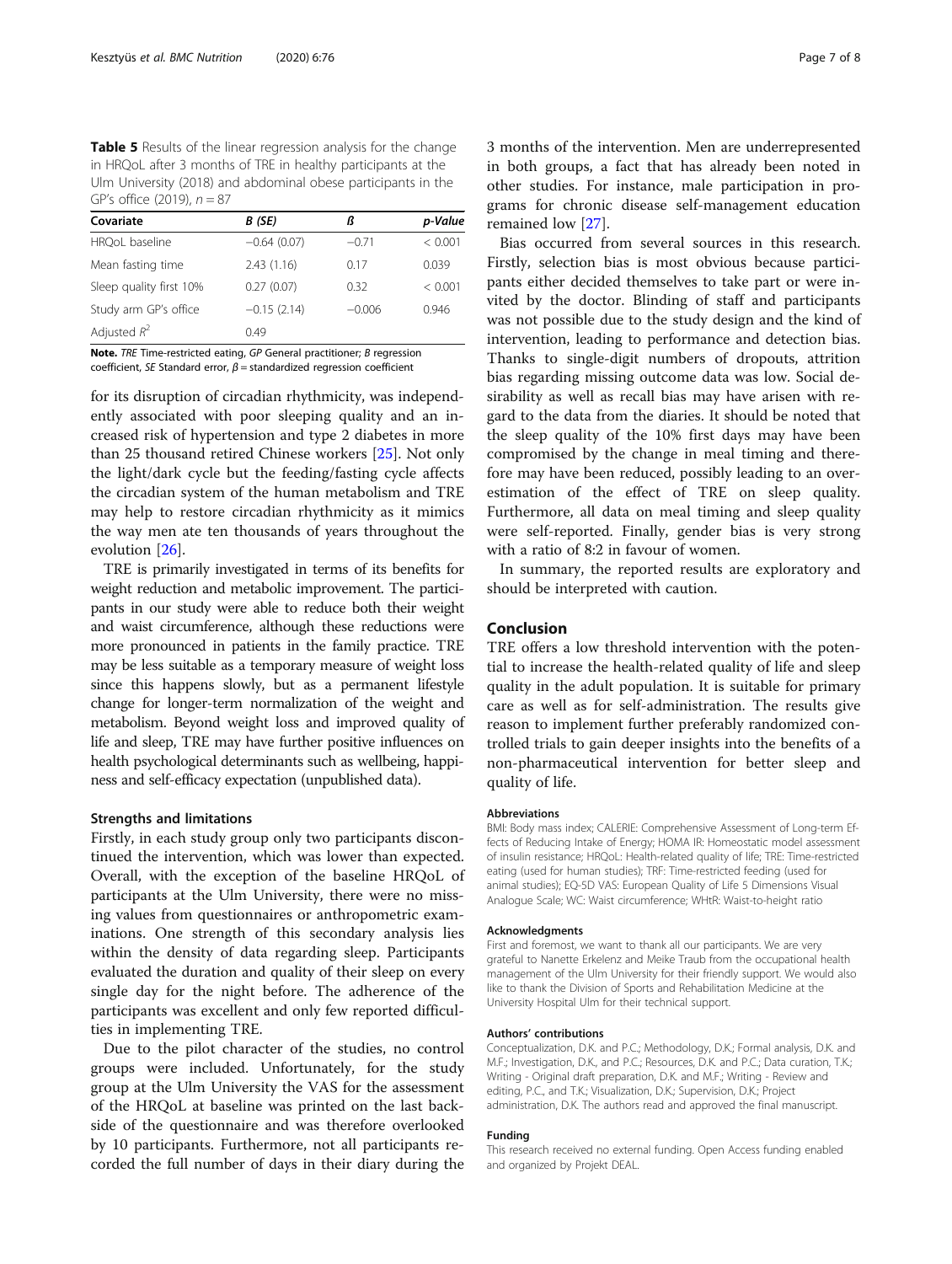**Table 5** Results of the linear regression analysis for the change in HRQoL after 3 months of TRE in healthy participants at the Ulm University (2018) and abdominal obese participants in the GP's office (2019), $n = 87$

| Covariate | B (SE) | ß | p-Value |
| --- | --- | --- | --- |
| HRQoL baseline | −0.64 (0.07) | −0.71 | < 0.001 |
| Mean fasting time | 2.43 (1.16) | 0.17 | 0.039 |
| Sleep quality first 10% | 0.27 (0.07) | 0.32 | < 0.001 |
| Study arm GP's office | −0.15 (2.14) | −0.006 | 0.946 |
| Adjusted $R^2$ | 0.49 | | |

**Note.** *TRE* Time-restricted eating, *GP* General practitioner; *B* regression coefficient, *SE* Standard error, *β* = standardized regression coefficient

for its disruption of circadian rhythmicity, was independently associated with poor sleeping quality and an increased risk of hypertension and type 2 diabetes in more than 25 thousand retired Chinese workers [25]. Not only the light/dark cycle but the feeding/fasting cycle affects the circadian system of the human metabolism and TRE may help to restore circadian rhythmicity as it mimics the way men ate ten thousands of years throughout the evolution [26].

TRE is primarily investigated in terms of its benefits for weight reduction and metabolic improvement. The participants in our study were able to reduce both their weight and waist circumference, although these reductions were more pronounced in patients in the family practice. TRE may be less suitable as a temporary measure of weight loss since this happens slowly, but as a permanent lifestyle change for longer-term normalization of the weight and metabolism. Beyond weight loss and improved quality of life and sleep, TRE may have further positive influences on health psychological determinants such as wellbeing, happiness and self-efficacy expectation (unpublished data).

### Strengths and limitations

Firstly, in each study group only two participants discontinued the intervention, which was lower than expected. Overall, with the exception of the baseline HRQoL of participants at the Ulm University, there were no missing values from questionnaires or anthropometric examinations. One strength of this secondary analysis lies within the density of data regarding sleep. Participants evaluated the duration and quality of their sleep on every single day for the night before. The adherence of the participants was excellent and only few reported difficulties in implementing TRE.

Due to the pilot character of the studies, no control groups were included. Unfortunately, for the study group at the Ulm University the VAS for the assessment of the HRQoL at baseline was printed on the last backside of the questionnaire and was therefore overlooked by 10 participants. Furthermore, not all participants recorded the full number of days in their diary during the 3 months of the intervention. Men are underrepresented in both groups, a fact that has already been noted in other studies. For instance, male participation in programs for chronic disease self-management education remained low [27].

Bias occurred from several sources in this research. Firstly, selection bias is most obvious because participants either decided themselves to take part or were invited by the doctor. Blinding of staff and participants was not possible due to the study design and the kind of intervention, leading to performance and detection bias. Thanks to single-digit numbers of dropouts, attrition bias regarding missing outcome data was low. Social desirability as well as recall bias may have arisen with regard to the data from the diaries. It should be noted that the sleep quality of the 10% first days may have been compromised by the change in meal timing and therefore may have been reduced, possibly leading to an overestimation of the effect of TRE on sleep quality. Furthermore, all data on meal timing and sleep quality were self-reported. Finally, gender bias is very strong with a ratio of 8:2 in favour of women.

In summary, the reported results are exploratory and should be interpreted with caution.

## Conclusion

TRE offers a low threshold intervention with the potential to increase the health-related quality of life and sleep quality in the adult population. It is suitable for primary care as well as for self-administration. The results give reason to implement further preferably randomized controlled trials to gain deeper insights into the benefits of a non-pharmaceutical intervention for better sleep and quality of life.

#### Abbreviations

BMI: Body mass index; CALERIE: Comprehensive Assessment of Long-term Effects of Reducing Intake of Energy; HOMA IR: Homeostatic model assessment of insulin resistance; HRQoL: Health-related quality of life; TRE: Time-restricted eating (used for human studies); TRF: Time-restricted feeding (used for animal studies); EQ-5D VAS: European Quality of Life 5 Dimensions Visual Analogue Scale; WC: Waist circumference; WHtR: Waist-to-height ratio

#### Acknowledgments

First and foremost, we want to thank all our participants. We are very grateful to Nanette Erkelenz and Meike Traub from the occupational health management of the Ulm University for their friendly support. We would also like to thank the Division of Sports and Rehabilitation Medicine at the University Hospital Ulm for their technical support.

#### Authors' contributions

Conceptualization, D.K. and P.C.; Methodology, D.K.; Formal analysis, D.K. and M.F.; Investigation, D.K., and P.C.; Resources, D.K. and P.C.; Data curation, T.K.; Writing - Original draft preparation, D.K. and M.F.; Writing - Review and editing, P.C., and T.K.; Visualization, D.K.; Supervision, D.K.; Project administration, D.K. The authors read and approved the final manuscript.

#### Funding

This research received no external funding. Open Access funding enabled and organized by Projekt DEAL.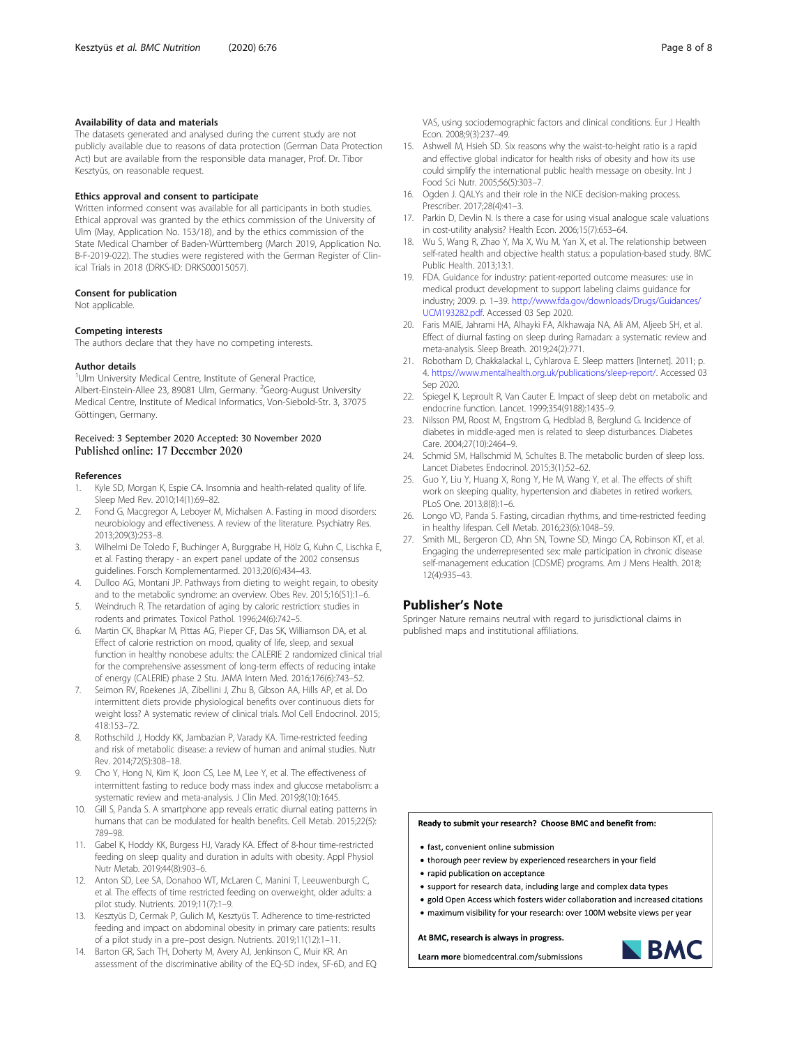### Availability of data and materials

The datasets generated and analysed during the current study are not publicly available due to reasons of data protection (German Data Protection Act) but are available from the responsible data manager, Prof. Dr. Tibor Kesztyüs, on reasonable request.

### Ethics approval and consent to participate

Written informed consent was available for all participants in both studies. Ethical approval was granted by the ethics commission of the University of Ulm (May, Application No. 153/18), and by the ethics commission of the State Medical Chamber of Baden-Württemberg (March 2019, Application No. B-F-2019-022). The studies were registered with the German Register of Clinical Trials in 2018 (DRKS-ID: DRKS00015057).

### Consent for publication

Not applicable.

### Competing interests

The authors declare that they have no competing interests.

### Author details

[1]Ulm University Medical Centre, Institute of General Practice, Albert-Einstein-Allee 23, 89081 Ulm, Germany. [2]Georg-August University Medical Centre, Institute of Medical Informatics, Von-Siebold-Str. 3, 37075 Göttingen, Germany.

Received: 3 September 2020 Accepted: 30 November 2020
Published online: 17 December 2020

### References

1. Kyle SD, Morgan K, Espie CA. Insomnia and health-related quality of life. Sleep Med Rev. 2010;14(1):69–82.
2. Fond G, Macgregor A, Leboyer M, Michalsen A. Fasting in mood disorders: neurobiology and effectiveness. A review of the literature. Psychiatry Res. 2013;209(3):253–8.
3. Wilhelmi De Toledo F, Buchinger A, Burggrabe H, Hölz G, Kuhn C, Lischka E, et al. Fasting therapy - an expert panel update of the 2002 consensus guidelines. Forsch Komplementarmed. 2013;20(6):434–43.
4. Dulloo AG, Montani JP. Pathways from dieting to weight regain, to obesity and to the metabolic syndrome: an overview. Obes Rev. 2015;16(S1):1–6.
5. Weindruch R. The retardation of aging by caloric restriction: studies in rodents and primates. Toxicol Pathol. 1996;24(6):742–5.
6. Martin CK, Bhapkar M, Pittas AG, Pieper CF, Das SK, Williamson DA, et al. Effect of calorie restriction on mood, quality of life, sleep, and sexual function in healthy nonobese adults: the CALERIE 2 randomized clinical trial for the comprehensive assessment of long-term effects of reducing intake of energy (CALERIE) phase 2 Stu. JAMA Intern Med. 2016;176(6):743–52.
7. Seimon RV, Roekenes JA, Zibellini J, Zhu B, Gibson AA, Hills AP, et al. Do intermittent diets provide physiological benefits over continuous diets for weight loss? A systematic review of clinical trials. Mol Cell Endocrinol. 2015;418:153–72.
8. Rothschild J, Hoddy KK, Jambazian P, Varady KA. Time-restricted feeding and risk of metabolic disease: a review of human and animal studies. Nutr Rev. 2014;72(5):308–18.
9. Cho Y, Hong N, Kim K, Joon CS, Lee M, Lee Y, et al. The effectiveness of intermittent fasting to reduce body mass index and glucose metabolism: a systematic review and meta-analysis. J Clin Med. 2019;8(10):1645.
10. Gill S, Panda S. A smartphone app reveals erratic diurnal eating patterns in humans that can be modulated for health benefits. Cell Metab. 2015;22(5):789–98.
11. Gabel K, Hoddy KK, Burgess HJ, Varady KA. Effect of 8-hour time-restricted feeding on sleep quality and duration in adults with obesity. Appl Physiol Nutr Metab. 2019;44(8):903–6.
12. Anton SD, Lee SA, Donahoo WT, McLaren C, Manini T, Leeuwenburgh C, et al. The effects of time restricted feeding on overweight, older adults: a pilot study. Nutrients. 2019;11(7):1–9.
13. Kesztyüs D, Cermak P, Gulich M, Kesztyüs T. Adherence to time-restricted feeding and impact on abdominal obesity in primary care patients: results of a pilot study in a pre–post design. Nutrients. 2019;11(12):1–11.
14. Barton GR, Sach TH, Doherty M, Avery AJ, Jenkinson C, Muir KR. An assessment of the discriminative ability of the EQ-5D index, SF-6D, and EQ VAS, using sociodemographic factors and clinical conditions. Eur J Health Econ. 2008;9(3):237–49.
15. Ashwell M, Hsieh SD. Six reasons why the waist-to-height ratio is a rapid and effective global indicator for health risks of obesity and how its use could simplify the international public health message on obesity. Int J Food Sci Nutr. 2005;56(5):303–7.
16. Ogden J. QALYs and their role in the NICE decision-making process. Prescriber. 2017;28(4):41–3.
17. Parkin D, Devlin N. Is there a case for using visual analogue scale valuations in cost-utility analysis? Health Econ. 2006;15(7):653–64.
18. Wu S, Wang R, Zhao Y, Ma X, Wu M, Yan X, et al. The relationship between self-rated health and objective health status: a population-based study. BMC Public Health. 2013;13:1.
19. FDA. Guidance for industry: patient-reported outcome measures: use in medical product development to support labeling claims guidance for industry; 2009. p. 1–39. http://www.fda.gov/downloads/Drugs/Guidances/UCM193282.pdf. Accessed 03 Sep 2020.
20. Faris MAIE, Jahrami HA, Alhayki FA, Alkhawaja NA, Ali AM, Aljeeb SH, et al. Effect of diurnal fasting on sleep during Ramadan: a systematic review and meta-analysis. Sleep Breath. 2019;24(2):771.
21. Robotham D, Chakkalackal L, Cyhlarova E. Sleep matters [Internet]. 2011; p. 4. https://www.mentalhealth.org.uk/publications/sleep-report/. Accessed 03 Sep 2020.
22. Spiegel K, Leproult R, Van Cauter E. Impact of sleep debt on metabolic and endocrine function. Lancet. 1999;354(9188):1435–9.
23. Nilsson PM, Roost M, Engstrom G, Hedblad B, Berglund G. Incidence of diabetes in middle-aged men is related to sleep disturbances. Diabetes Care. 2004;27(10):2464–9.
24. Schmid SM, Hallschmid M, Schultes B. The metabolic burden of sleep loss. Lancet Diabetes Endocrinol. 2015;3(1):52–62.
25. Guo Y, Liu Y, Huang X, Rong Y, He M, Wang Y, et al. The effects of shift work on sleeping quality, hypertension and diabetes in retired workers. PLoS One. 2013;8(8):1–6.
26. Longo VD, Panda S. Fasting, circadian rhythms, and time-restricted feeding in healthy lifespan. Cell Metab. 2016;23(6):1048–59.
27. Smith ML, Bergeron CD, Ahn SN, Towne SD, Mingo CA, Robinson KT, et al. Engaging the underrepresented sex: male participation in chronic disease self-management education (CDSME) programs. Am J Mens Health. 2018;12(4):935–43.

## Publisher's Note

Springer Nature remains neutral with regard to jurisdictional claims in published maps and institutional affiliations.

**Ready to submit your research? Choose BMC and benefit from:**

- fast, convenient online submission
- thorough peer review by experienced researchers in your field
- rapid publication on acceptance
- support for research data, including large and complex data types
- gold Open Access which fosters wider collaboration and increased citations
- maximum visibility for your research: over 100M website views per year

**At BMC, research is always in progress.**

**Learn more** biomedcentral.com/submissions